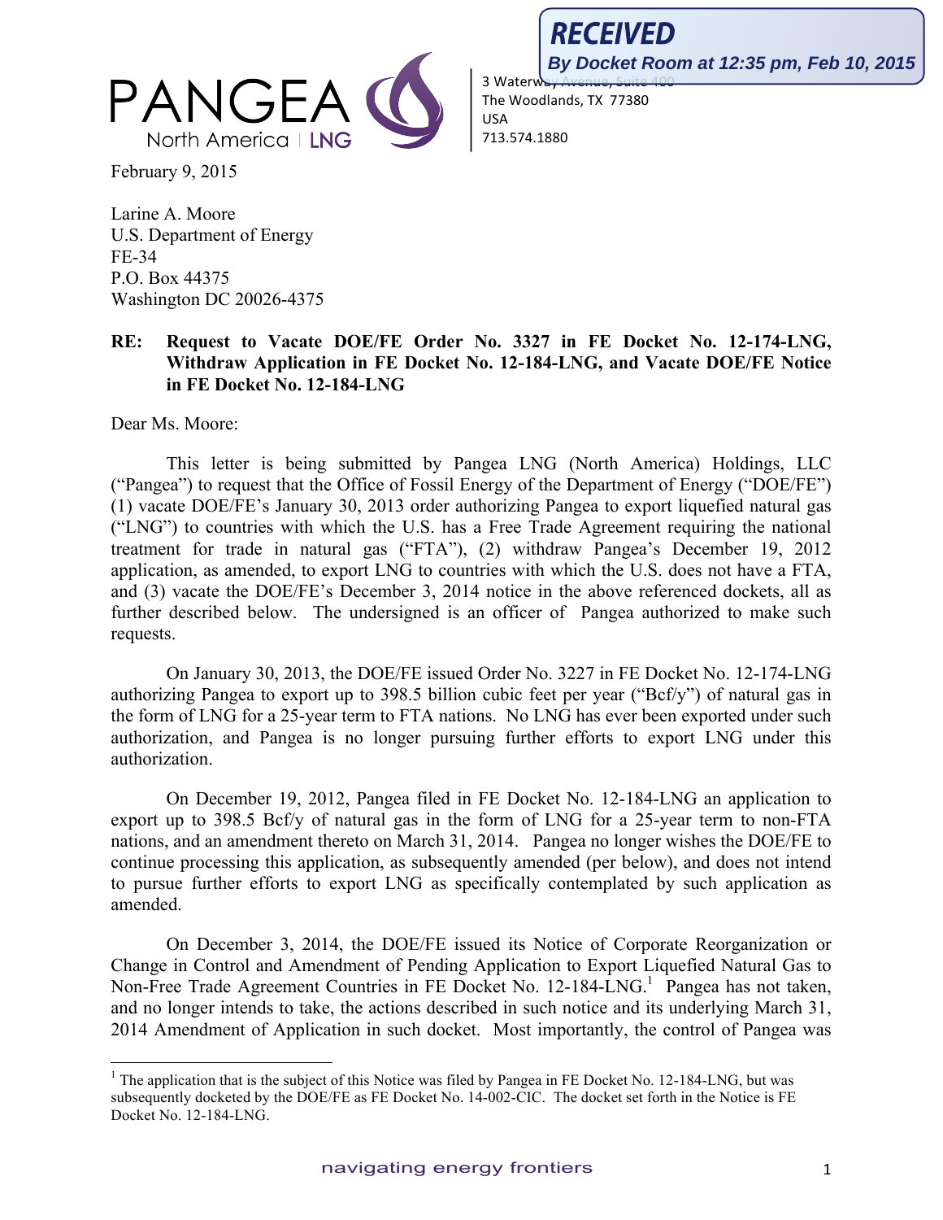PANGEA North America | LNG

3 Waterway Avenue, Suite 400
The Woodlands, TX 77380
USA
713.574.1880

**RECEIVED**
*By Docket Room at 12:35 pm, Feb 10, 2015*

February 9, 2015

Larine A. Moore
U.S. Department of Energy
FE-34
P.O. Box 44375
Washington DC 20026-4375

**RE: Request to Vacate DOE/FE Order No. 3327 in FE Docket No. 12-174-LNG, Withdraw Application in FE Docket No. 12-184-LNG, and Vacate DOE/FE Notice in FE Docket No. 12-184-LNG**

Dear Ms. Moore:

This letter is being submitted by Pangea LNG (North America) Holdings, LLC ("Pangea") to request that the Office of Fossil Energy of the Department of Energy ("DOE/FE") (1) vacate DOE/FE's January 30, 2013 order authorizing Pangea to export liquefied natural gas ("LNG") to countries with which the U.S. has a Free Trade Agreement requiring the national treatment for trade in natural gas ("FTA"), (2) withdraw Pangea's December 19, 2012 application, as amended, to export LNG to countries with which the U.S. does not have a FTA, and (3) vacate the DOE/FE's December 3, 2014 notice in the above referenced dockets, all as further described below. The undersigned is an officer of Pangea authorized to make such requests.

On January 30, 2013, the DOE/FE issued Order No. 3227 in FE Docket No. 12-174-LNG authorizing Pangea to export up to 398.5 billion cubic feet per year ("Bcf/y") of natural gas in the form of LNG for a 25-year term to FTA nations. No LNG has ever been exported under such authorization, and Pangea is no longer pursuing further efforts to export LNG under this authorization.

On December 19, 2012, Pangea filed in FE Docket No. 12-184-LNG an application to export up to 398.5 Bcf/y of natural gas in the form of LNG for a 25-year term to non-FTA nations, and an amendment thereto on March 31, 2014. Pangea no longer wishes the DOE/FE to continue processing this application, as subsequently amended (per below), and does not intend to pursue further efforts to export LNG as specifically contemplated by such application as amended.

On December 3, 2014, the DOE/FE issued its Notice of Corporate Reorganization or Change in Control and Amendment of Pending Application to Export Liquefied Natural Gas to Non-Free Trade Agreement Countries in FE Docket No. 12-184-LNG.[1] Pangea has not taken, and no longer intends to take, the actions described in such notice and its underlying March 31, 2014 Amendment of Application in such docket. Most importantly, the control of Pangea was

[1] The application that is the subject of this Notice was filed by Pangea in FE Docket No. 12-184-LNG, but was subsequently docketed by the DOE/FE as FE Docket No. 14-002-CIC. The docket set forth in the Notice is FE Docket No. 12-184-LNG.

navigating energy frontiers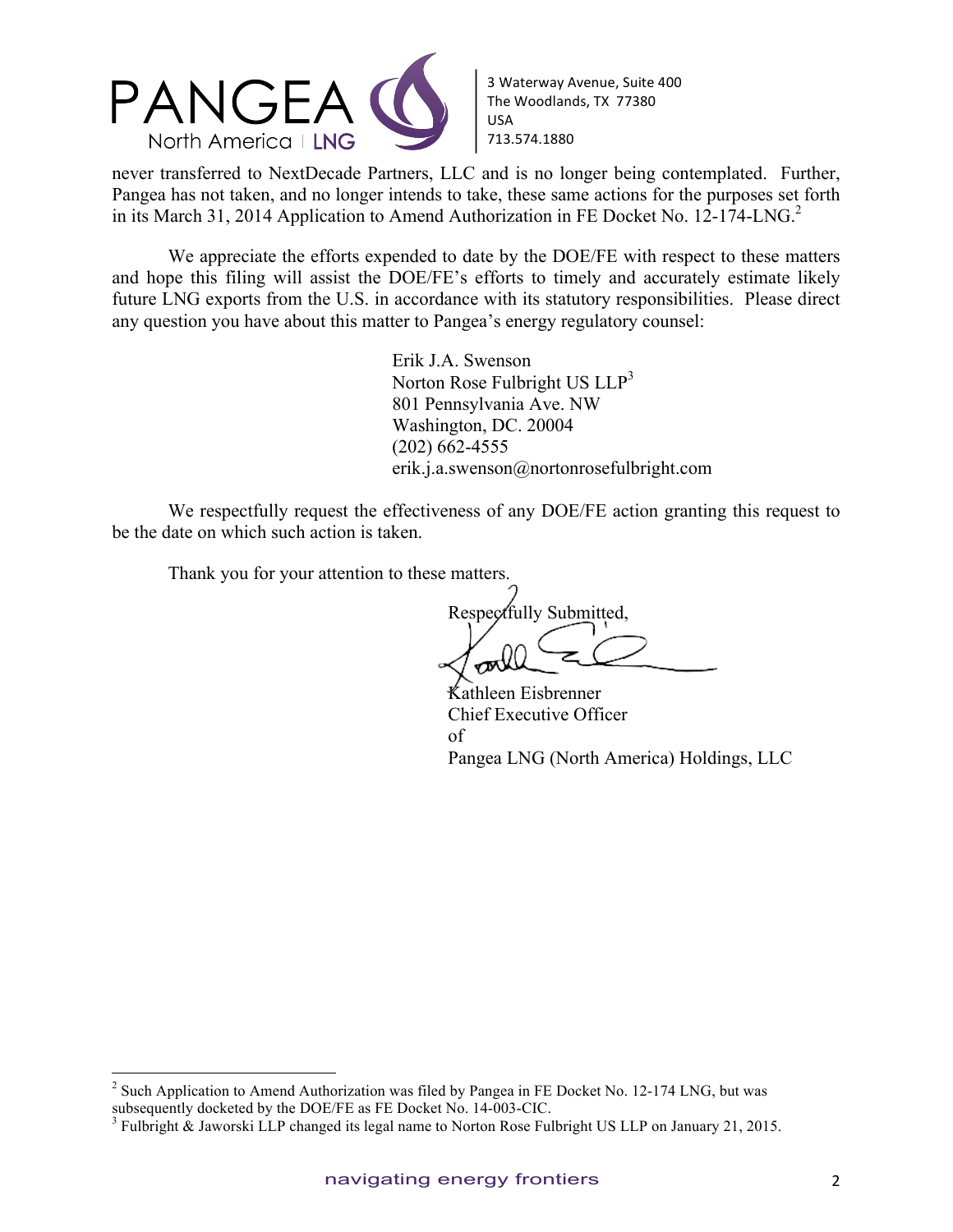never transferred to NextDecade Partners, LLC and is no longer being contemplated. Further, Pangea has not taken, and no longer intends to take, these same actions for the purposes set forth in its March 31, 2014 Application to Amend Authorization in FE Docket No. 12-174-LNG.[2]

We appreciate the efforts expended to date by the DOE/FE with respect to these matters and hope this filing will assist the DOE/FE's efforts to timely and accurately estimate likely future LNG exports from the U.S. in accordance with its statutory responsibilities. Please direct any question you have about this matter to Pangea's energy regulatory counsel:

Erik J.A. Swenson
Norton Rose Fulbright US LLP[3]
801 Pennsylvania Ave. NW
Washington, DC. 20004
(202) 662-4555
erik.j.a.swenson@nortonrosefulbright.com

We respectfully request the effectiveness of any DOE/FE action granting this request to be the date on which such action is taken.

Thank you for your attention to these matters.

Respectfully Submitted,

Kathleen Eisbrenner
Chief Executive Officer
of
Pangea LNG (North America) Holdings, LLC

---

[2] Such Application to Amend Authorization was filed by Pangea in FE Docket No. 12-174 LNG, but was subsequently docketed by the DOE/FE as FE Docket No. 14-003-CIC.

[3] Fulbright & Jaworski LLP changed its legal name to Norton Rose Fulbright US LLP on January 21, 2015.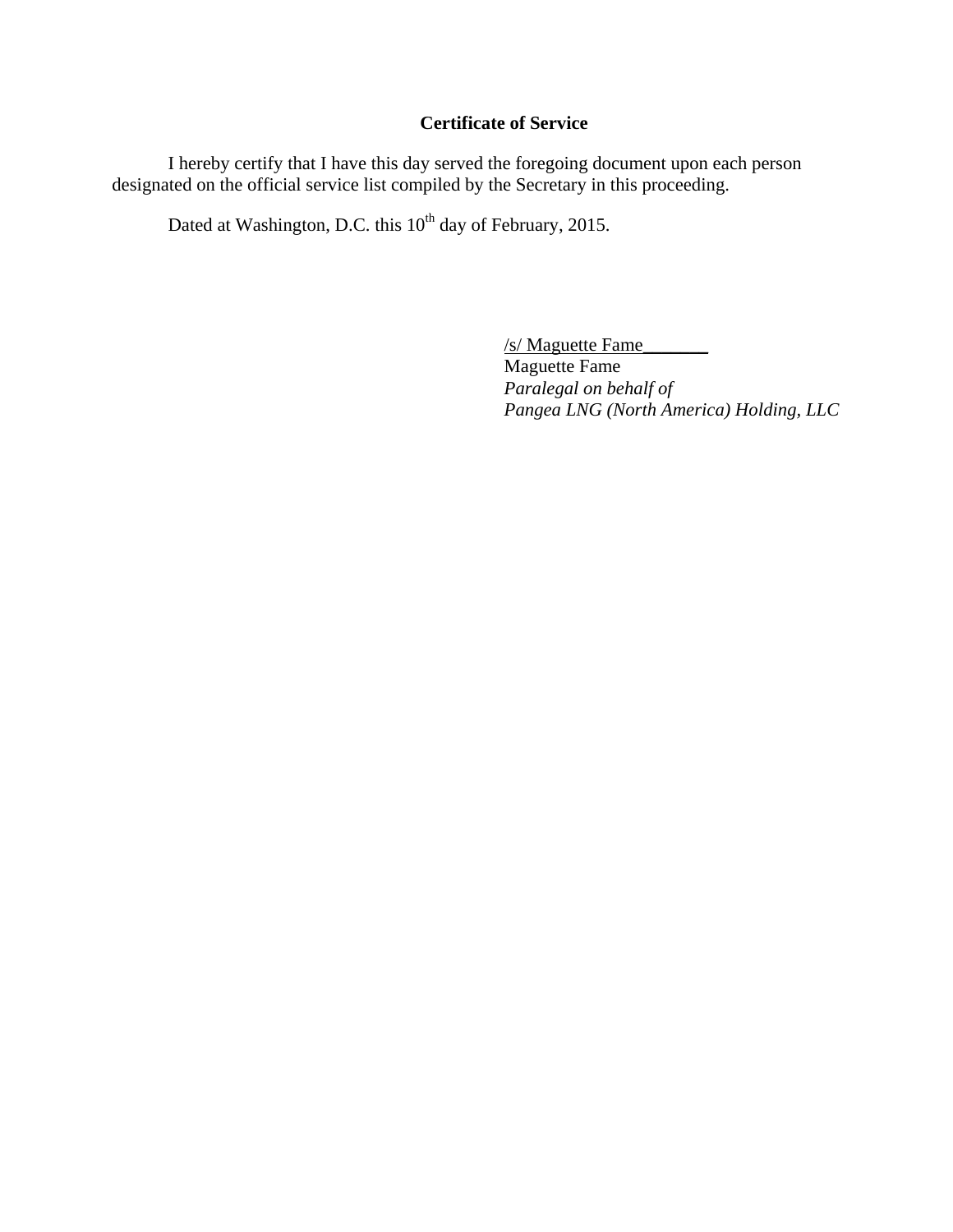**Certificate of Service**

I hereby certify that I have this day served the foregoing document upon each person designated on the official service list compiled by the Secretary in this proceeding.

Dated at Washington, D.C. this 10th day of February, 2015.

/s/ Maguette Fame_______  
Maguette Fame  
*Paralegal on behalf of*  
*Pangea LNG (North America) Holding, LLC*